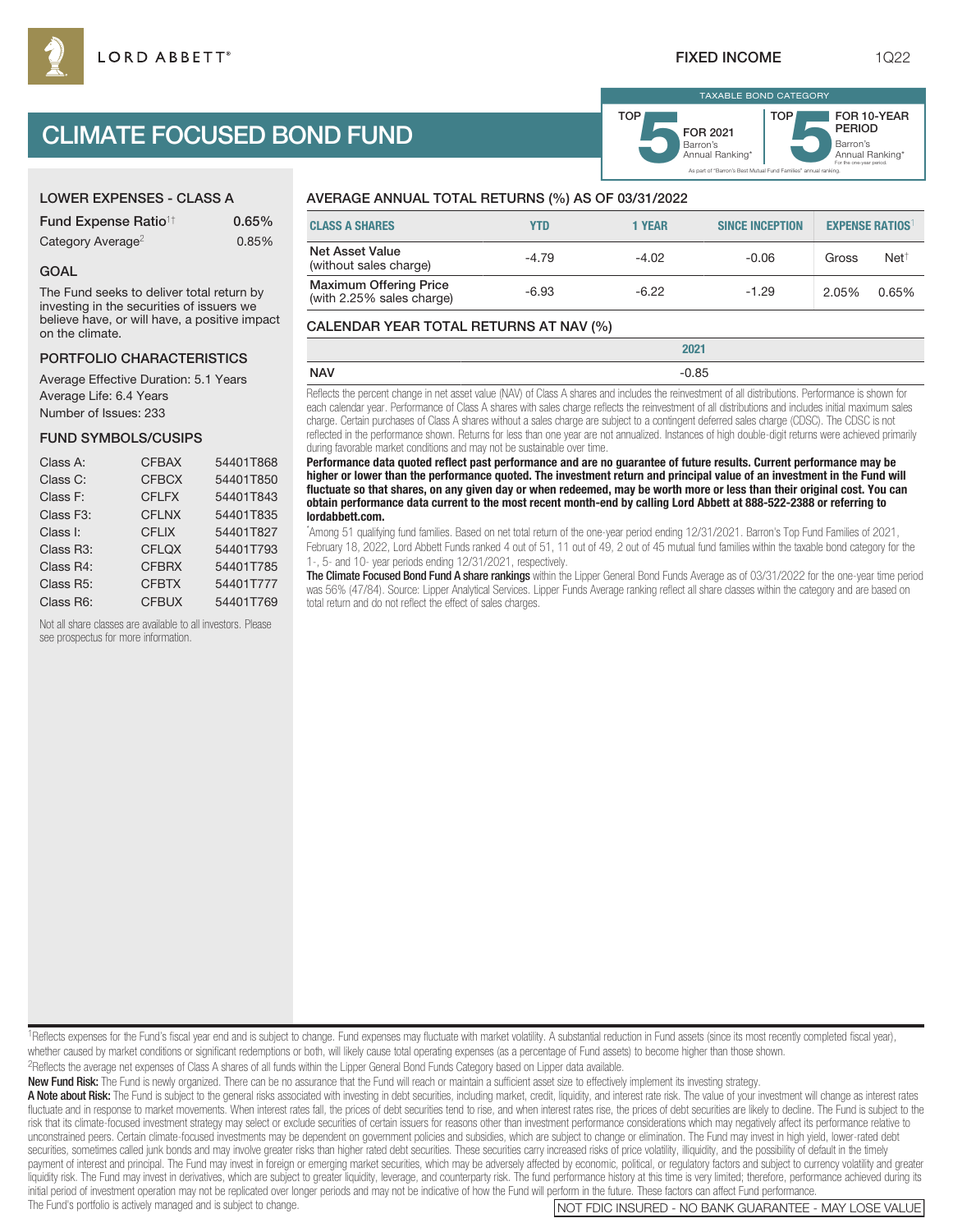LORD ABBETT®

FIXED INCOME

1Q22

# CLIMATE FOCUSED BOND FUND

TAXABLE BOND CATEGORY

TOP 5 FOR 2021 Barron's Annual Ranking*

TOP 5 FOR 10-YEAR PERIOD Barron's Annual Ranking*

As part of "Barron's Best Mutual Fund Families" annual ranking. For the one-year period.

## LOWER EXPENSES - CLASS A

| | |
|---|---|
| Fund Expense Ratio[1†] | 0.65% |
| Category Average[2] | 0.85% |

## GOAL

The Fund seeks to deliver total return by investing in the securities of issuers we believe have, or will have, a positive impact on the climate.

## PORTFOLIO CHARACTERISTICS

Average Effective Duration: 5.1 Years
Average Life: 6.4 Years
Number of Issues: 233

## FUND SYMBOLS/CUSIPS

| | | |
|---|---|---|
| Class A: | CFBAX | 54401T868 |
| Class C: | CFBCX | 54401T850 |
| Class F: | CFLFX | 54401T843 |
| Class F3: | CFLNX | 54401T835 |
| Class I: | CFLIX | 54401T827 |
| Class R3: | CFLQX | 54401T793 |
| Class R4: | CFBRX | 54401T785 |
| Class R5: | CFBTX | 54401T777 |
| Class R6: | CFBUX | 54401T769 |

Not all share classes are available to all investors. Please see prospectus for more information.

## AVERAGE ANNUAL TOTAL RETURNS (%) AS OF 03/31/2022

| CLASS A SHARES | YTD | 1 YEAR | SINCE INCEPTION | EXPENSE RATIOS[1] | |
|---|---|---|---|---|---|
| Net Asset Value (without sales charge) | -4.79 | -4.02 | -0.06 | Gross | Net[†] |
| Maximum Offering Price (with 2.25% sales charge) | -6.93 | -6.22 | -1.29 | 2.05% | 0.65% |

## CALENDAR YEAR TOTAL RETURNS AT NAV (%)

| | 2021 |
|---|---|
| NAV | -0.85 |

Reflects the percent change in net asset value (NAV) of Class A shares and includes the reinvestment of all distributions. Performance is shown for each calendar year. Performance of Class A shares with sales charge reflects the reinvestment of all distributions and includes initial maximum sales charge. Certain purchases of Class A shares without a sales charge are subject to a contingent deferred sales charge (CDSC). The CDSC is not reflected in the performance shown. Returns for less than one year are not annualized. Instances of high double-digit returns were achieved primarily during favorable market conditions and may not be sustainable over time.

**Performance data quoted reflect past performance and are no guarantee of future results. Current performance may be higher or lower than the performance quoted. The investment return and principal value of an investment in the Fund will fluctuate so that shares, on any given day or when redeemed, may be worth more or less than their original cost. You can obtain performance data current to the most recent month-end by calling Lord Abbett at 888-522-2388 or referring to lordabbett.com.**

*Among 51 qualifying fund families. Based on net total return of the one-year period ending 12/31/2021. Barron's Top Fund Families of 2021, February 18, 2022, Lord Abbett Funds ranked 4 out of 51, 11 out of 49, 2 out of 45 mutual fund families within the taxable bond category for the 1-, 5- and 10- year periods ending 12/31/2021, respectively.

**The Climate Focused Bond Fund A share rankings** within the Lipper General Bond Funds Average as of 03/31/2022 for the one-year time period was 56% (47/84). Source: Lipper Analytical Services. Lipper Funds Average ranking reflect all share classes within the category and are based on total return and do not reflect the effect of sales charges.

[1]Reflects expenses for the Fund's fiscal year end and is subject to change. Fund expenses may fluctuate with market volatility. A substantial reduction in Fund assets (since its most recently completed fiscal year), whether caused by market conditions or significant redemptions or both, will likely cause total operating expenses (as a percentage of Fund assets) to become higher than those shown.

[2]Reflects the average net expenses of Class A shares of all funds within the Lipper General Bond Funds Category based on Lipper data available.

**New Fund Risk:** The Fund is newly organized. There can be no assurance that the Fund will reach or maintain a sufficient asset size to effectively implement its investing strategy.

**A Note about Risk:** The Fund is subject to the general risks associated with investing in debt securities, including market, credit, liquidity, and interest rate risk. The value of your investment will change as interest rates fluctuate and in response to market movements. When interest rates fall, the prices of debt securities tend to rise, and when interest rates rise, the prices of debt securities are likely to decline. The Fund is subject to the risk that its climate-focused investment strategy may select or exclude securities of certain issuers for reasons other than investment performance considerations which may negatively affect its performance relative to unconstrained peers. Certain climate-focused investments may be dependent on government policies and subsidies, which are subject to change or elimination. The Fund may invest in high yield, lower-rated debt securities, sometimes called junk bonds and may involve greater risks than higher rated debt securities. These securities carry increased risks of price volatility, illiquidity, and the possibility of default in the timely payment of interest and principal. The Fund may invest in foreign or emerging market securities, which may be adversely affected by economic, political, or regulatory factors and subject to currency volatility and greater liquidity risk. The Fund may invest in derivatives, which are subject to greater liquidity, leverage, and counterparty risk. The fund performance history at this time is very limited; therefore, performance achieved during its initial period of investment operation may not be replicated over longer periods and may not be indicative of how the Fund will perform in the future. These factors can affect Fund performance.

The Fund's portfolio is actively managed and is subject to change.

NOT FDIC INSURED - NO BANK GUARANTEE - MAY LOSE VALUE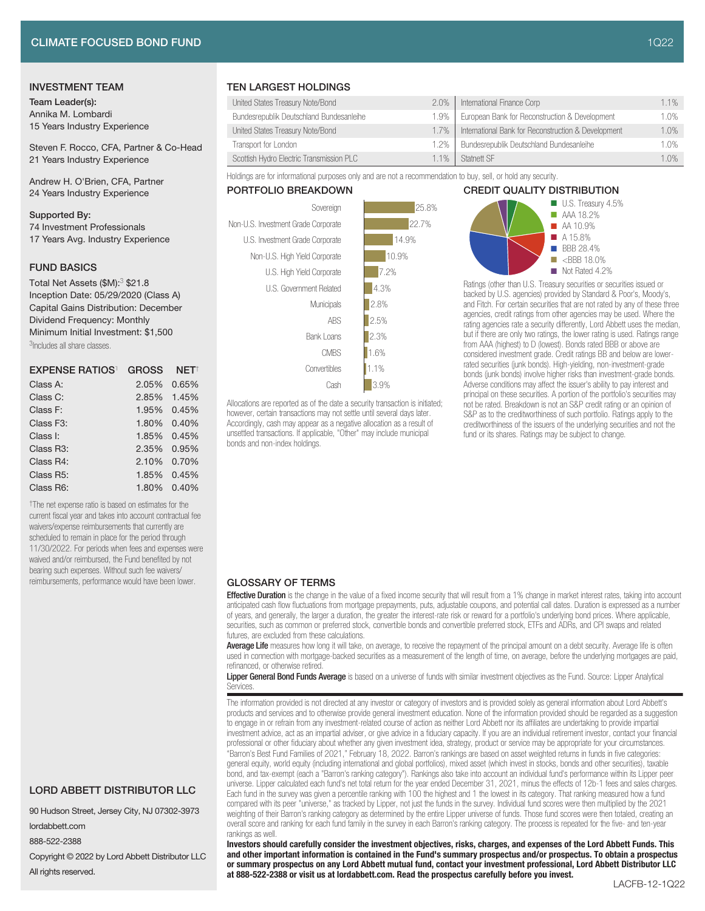## INVESTMENT TEAM

**Team Leader(s):**
Annika M. Lombardi
15 Years Industry Experience

Steven F. Rocco, CFA, Partner & Co-Head
21 Years Industry Experience

Andrew H. O'Brien, CFA, Partner
24 Years Industry Experience

**Supported By:**
74 Investment Professionals
17 Years Avg. Industry Experience

## FUND BASICS

Total Net Assets ($M):[3] $21.8
Inception Date: 05/29/2020 (Class A)
Capital Gains Distribution: December
Dividend Frequency: Monthly
Minimum Initial Investment: $1,500
[3]Includes all share classes.

| EXPENSE RATIOS† | GROSS | NET† |
|---|---|---|
| Class A: | 2.05% | 0.65% |
| Class C: | 2.85% | 1.45% |
| Class F: | 1.95% | 0.45% |
| Class F3: | 1.80% | 0.40% |
| Class I: | 1.85% | 0.45% |
| Class R3: | 2.35% | 0.95% |
| Class R4: | 2.10% | 0.70% |
| Class R5: | 1.85% | 0.45% |
| Class R6: | 1.80% | 0.40% |

†The net expense ratio is based on estimates for the current fiscal year and takes into account contractual fee waivers/expense reimbursements that currently are scheduled to remain in place for the period through 11/30/2022. For periods when fees and expenses were waived and/or reimbursed, the Fund benefited by not bearing such expenses. Without such fee waivers/ reimbursements, performance would have been lower.

## TEN LARGEST HOLDINGS

| | | | |
|---|---|---|---|
| United States Treasury Note/Bond | 2.0% | International Finance Corp | 1.1% |
| Bundesrepublik Deutschland Bundesanleihe | 1.9% | European Bank for Reconstruction & Development | 1.0% |
| United States Treasury Note/Bond | 1.7% | International Bank for Reconstruction & Development | 1.0% |
| Transport for London | 1.2% | Bundesrepublik Deutschland Bundesanleihe | 1.0% |
| Scottish Hydro Electric Transmission PLC | 1.1% | Statnett SF | 1.0% |

Holdings are for informational purposes only and are not a recommendation to buy, sell, or hold any security.

## PORTFOLIO BREAKDOWN

Sovereign 25.8%
Non-U.S. Investment Grade Corporate 22.7%
U.S. Investment Grade Corporate 14.9%
Non-U.S. High Yield Corporate 10.9%
U.S. High Yield Corporate 7.2%
U.S. Government Related 4.3%
Municipals 2.8%
ABS 2.5%
Bank Loans 2.3%
CMBS 1.6%
Convertibles 1.1%
Cash 3.9%

Allocations are reported as of the date a security transaction is initiated; however, certain transactions may not settle until several days later. Accordingly, cash may appear as a negative allocation as a result of unsettled transactions. If applicable, "Other" may include municipal bonds and non-index holdings.

## CREDIT QUALITY DISTRIBUTION

U.S. Treasury 4.5%
AAA 18.2%
AA 10.9%
A 15.8%
BBB 28.4%
<BBB 18.0%
Not Rated 4.2%

Ratings (other than U.S. Treasury securities or securities issued or backed by U.S. agencies) provided by Standard & Poor's, Moody's, and Fitch. For certain securities that are not rated by any of these three agencies, credit ratings from other agencies may be used. Where the rating agencies rate a security differently, Lord Abbett uses the median, but if there are only two ratings, the lower rating is used. Ratings range from AAA (highest) to D (lowest). Bonds rated BBB or above are considered investment grade. Credit ratings BB and below are lower-rated securities (junk bonds). High-yielding, non-investment-grade bonds (junk bonds) involve higher risks than investment-grade bonds. Adverse conditions may affect the issuer's ability to pay interest and principal on these securities. A portion of the portfolio's securities may not be rated. Breakdown is not an S&P credit rating or an opinion of S&P as to the creditworthiness of such portfolio. Ratings apply to the creditworthiness of the issuers of the underlying securities and not the fund or its shares. Ratings may be subject to change.

## GLOSSARY OF TERMS

**Effective Duration** is the change in the value of a fixed income security that will result from a 1% change in market interest rates, taking into account anticipated cash flow fluctuations from mortgage prepayments, puts, adjustable coupons, and potential call dates. Duration is expressed as a number of years, and generally, the larger a duration, the greater the interest-rate risk or reward for a portfolio's underlying bond prices. Where applicable, securities, such as common or preferred stock, convertible bonds and convertible preferred stock, ETFs and ADRs, and CPI swaps and related futures, are excluded from these calculations.

**Average Life** measures how long it will take, on average, to receive the repayment of the principal amount on a debt security. Average life is often used in connection with mortgage-backed securities as a measurement of the length of time, on average, before the underlying mortgages are paid, refinanced, or otherwise retired.

**Lipper General Bond Funds Average** is based on a universe of funds with similar investment objectives as the Fund. Source: Lipper Analytical Services.

The information provided is not directed at any investor or category of investors and is provided solely as general information about Lord Abbett's products and services and to otherwise provide general investment education. None of the information provided should be regarded as a suggestion to engage in or refrain from any investment-related course of action as neither Lord Abbett nor its affiliates are undertaking to provide impartial investment advice, act as an impartial adviser, or give advice in a fiduciary capacity. If you are an individual retirement investor, contact your financial professional or other fiduciary about whether any given investment idea, strategy, product or service may be appropriate for your circumstances.
"Barron's Best Fund Families of 2021," February 18, 2022. Barron's rankings are based on asset weighted returns in funds in five categories: general equity, world equity (including international and global portfolios), mixed asset (which invest in stocks, bonds and other securities), taxable bond, and tax-exempt (each a "Barron's ranking category"). Rankings also take into account an individual fund's performance within its Lipper peer universe. Lipper calculated each fund's net total return for the year ended December 31, 2021, minus the effects of 12b-1 fees and sales charges. Each fund in the survey was given a percentile ranking with 100 the highest and 1 the lowest in its category. That ranking measured how a fund compared with its peer "universe," as tracked by Lipper, not just the funds in the survey. Individual fund scores were then multiplied by the 2021 weighting of its Barron's ranking category as determined by the entire Lipper universe of funds. Those fund scores were then totaled, creating an overall score and ranking for each fund family in the survey in each Barron's ranking category. The process is repeated for the five- and ten-year rankings as well.

**Investors should carefully consider the investment objectives, risks, charges, and expenses of the Lord Abbett Funds. This and other important information is contained in the Fund's summary prospectus and/or prospectus. To obtain a prospectus or summary prospectus on any Lord Abbett mutual fund, contact your investment professional, Lord Abbett Distributor LLC at 888-522-2388 or visit us at lordabbett.com. Read the prospectus carefully before you invest.**

## LORD ABBETT DISTRIBUTOR LLC

90 Hudson Street, Jersey City, NJ 07302-3973

lordabbett.com

888-522-2388

Copyright © 2022 by Lord Abbett Distributor LLC

All rights reserved.

LACFB-12-1Q22